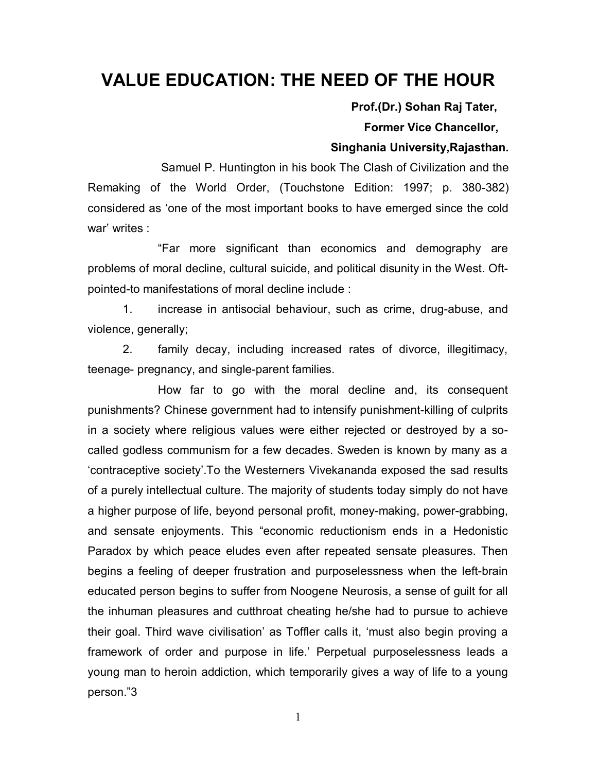# VALUE EDUCATION: THE NEED OF THE HOUR

**Prof.(Dr.) Sohan Raj Tater,**
**Former Vice Chancellor,**
**Singhania University,Rajasthan.**

Samuel P. Huntington in his book The Clash of Civilization and the Remaking of the World Order, (Touchstone Edition: 1997; p. 380-382) considered as 'one of the most important books to have emerged since the cold war' writes :

"Far more significant than economics and demography are problems of moral decline, cultural suicide, and political disunity in the West. Oft-pointed-to manifestations of moral decline include :

1. increase in antisocial behaviour, such as crime, drug-abuse, and violence, generally;
2. family decay, including increased rates of divorce, illegitimacy, teenage- pregnancy, and single-parent families.

How far to go with the moral decline and, its consequent punishments? Chinese government had to intensify punishment-killing of culprits in a society where religious values were either rejected or destroyed by a so-called godless communism for a few decades. Sweden is known by many as a 'contraceptive society'.To the Westerners Vivekananda exposed the sad results of a purely intellectual culture. The majority of students today simply do not have a higher purpose of life, beyond personal profit, money-making, power-grabbing, and sensate enjoyments. This "economic reductionism ends in a Hedonistic Paradox by which peace eludes even after repeated sensate pleasures. Then begins a feeling of deeper frustration and purposelessness when the left-brain educated person begins to suffer from Noogene Neurosis, a sense of guilt for all the inhuman pleasures and cutthroat cheating he/she had to pursue to achieve their goal. Third wave civilisation' as Toffler calls it, 'must also begin proving a framework of order and purpose in life.' Perpetual purposelessness leads a young man to heroin addiction, which temporarily gives a way of life to a young person."3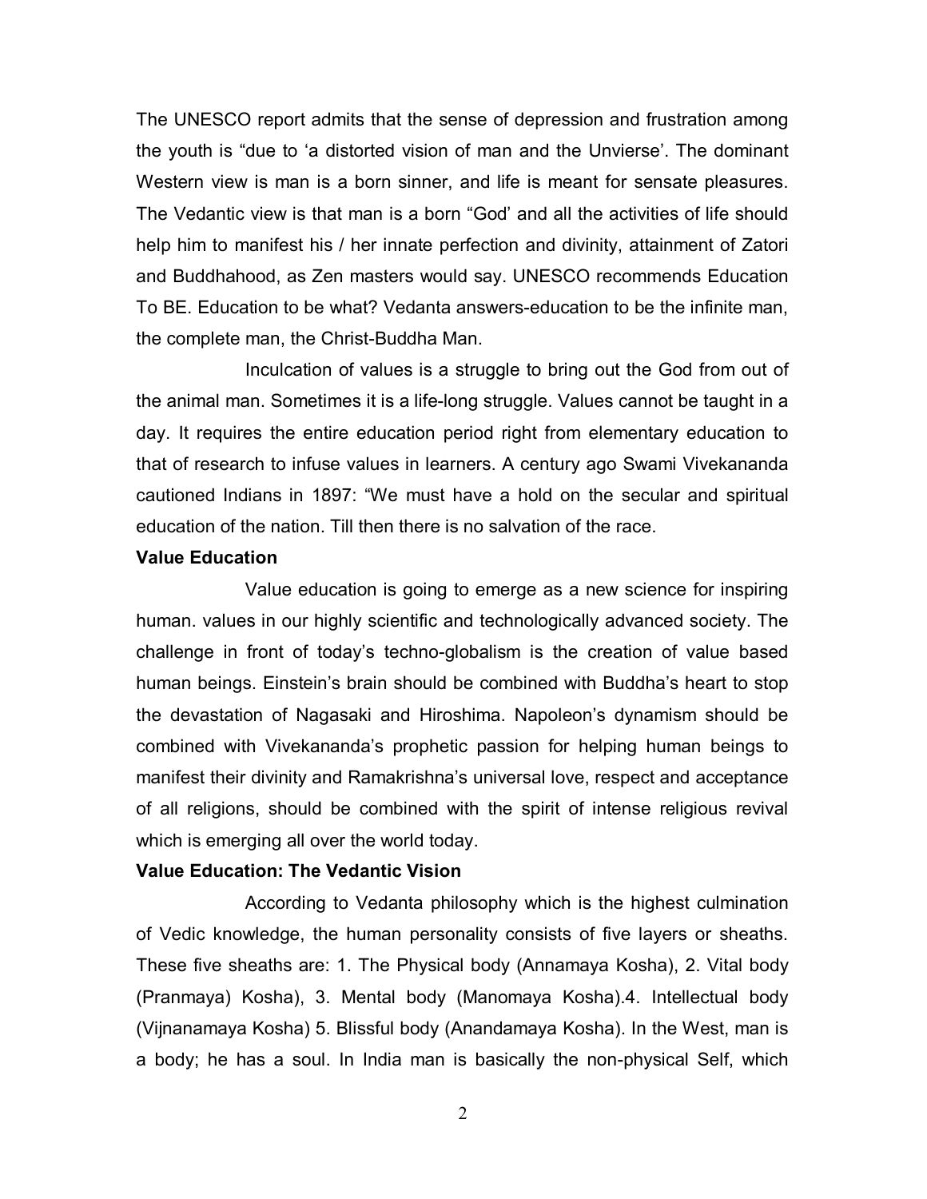The UNESCO report admits that the sense of depression and frustration among the youth is "due to 'a distorted vision of man and the Unvierse'. The dominant Western view is man is a born sinner, and life is meant for sensate pleasures. The Vedantic view is that man is a born "God' and all the activities of life should help him to manifest his / her innate perfection and divinity, attainment of Zatori and Buddhahood, as Zen masters would say. UNESCO recommends Education To BE. Education to be what? Vedanta answers-education to be the infinite man, the complete man, the Christ-Buddha Man.

Inculcation of values is a struggle to bring out the God from out of the animal man. Sometimes it is a life-long struggle. Values cannot be taught in a day. It requires the entire education period right from elementary education to that of research to infuse values in learners. A century ago Swami Vivekananda cautioned Indians in 1897: "We must have a hold on the secular and spiritual education of the nation. Till then there is no salvation of the race.

**Value Education**

Value education is going to emerge as a new science for inspiring human. values in our highly scientific and technologically advanced society. The challenge in front of today's techno-globalism is the creation of value based human beings. Einstein's brain should be combined with Buddha's heart to stop the devastation of Nagasaki and Hiroshima. Napoleon's dynamism should be combined with Vivekananda's prophetic passion for helping human beings to manifest their divinity and Ramakrishna's universal love, respect and acceptance of all religions, should be combined with the spirit of intense religious revival which is emerging all over the world today.

**Value Education: The Vedantic Vision**

According to Vedanta philosophy which is the highest culmination of Vedic knowledge, the human personality consists of five layers or sheaths. These five sheaths are: 1. The Physical body (Annamaya Kosha), 2. Vital body (Pranmaya) Kosha), 3. Mental body (Manomaya Kosha).4. Intellectual body (Vijnanamaya Kosha) 5. Blissful body (Anandamaya Kosha). In the West, man is a body; he has a soul. In India man is basically the non-physical Self, which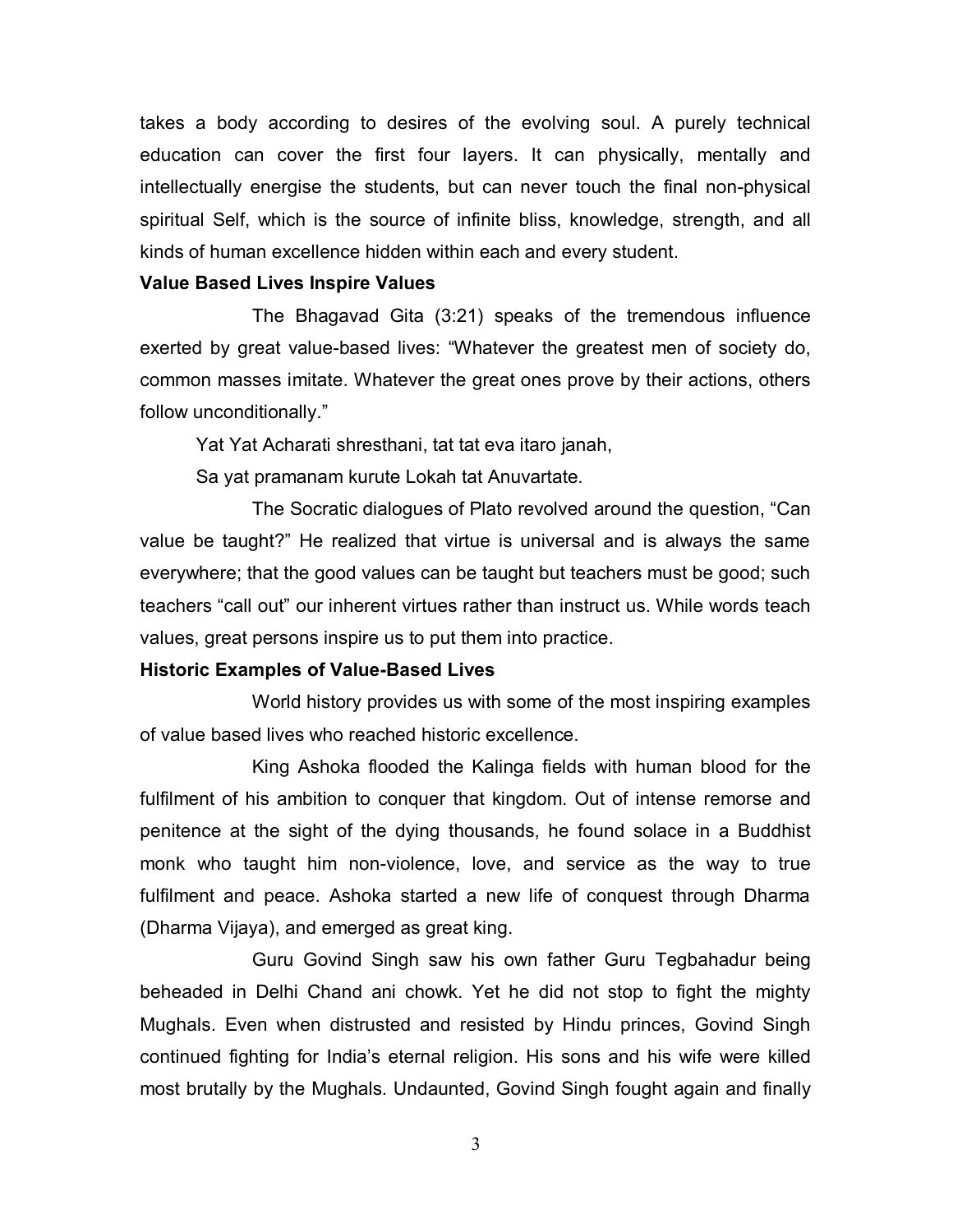takes a body according to desires of the evolving soul. A purely technical education can cover the first four layers. It can physically, mentally and intellectually energise the students, but can never touch the final non-physical spiritual Self, which is the source of infinite bliss, knowledge, strength, and all kinds of human excellence hidden within each and every student.

**Value Based Lives Inspire Values**

The Bhagavad Gita (3:21) speaks of the tremendous influence exerted by great value-based lives: "Whatever the greatest men of society do, common masses imitate. Whatever the great ones prove by their actions, others follow unconditionally."

Yat Yat Acharati shresthani, tat tat eva itaro janah,

Sa yat pramanam kurute Lokah tat Anuvartate.

The Socratic dialogues of Plato revolved around the question, "Can value be taught?" He realized that virtue is universal and is always the same everywhere; that the good values can be taught but teachers must be good; such teachers "call out" our inherent virtues rather than instruct us. While words teach values, great persons inspire us to put them into practice.

**Historic Examples of Value-Based Lives**

World history provides us with some of the most inspiring examples of value based lives who reached historic excellence.

King Ashoka flooded the Kalinga fields with human blood for the fulfilment of his ambition to conquer that kingdom. Out of intense remorse and penitence at the sight of the dying thousands, he found solace in a Buddhist monk who taught him non-violence, love, and service as the way to true fulfilment and peace. Ashoka started a new life of conquest through Dharma (Dharma Vijaya), and emerged as great king.

Guru Govind Singh saw his own father Guru Tegbahadur being beheaded in Delhi Chand ani chowk. Yet he did not stop to fight the mighty Mughals. Even when distrusted and resisted by Hindu princes, Govind Singh continued fighting for India's eternal religion. His sons and his wife were killed most brutally by the Mughals. Undaunted, Govind Singh fought again and finally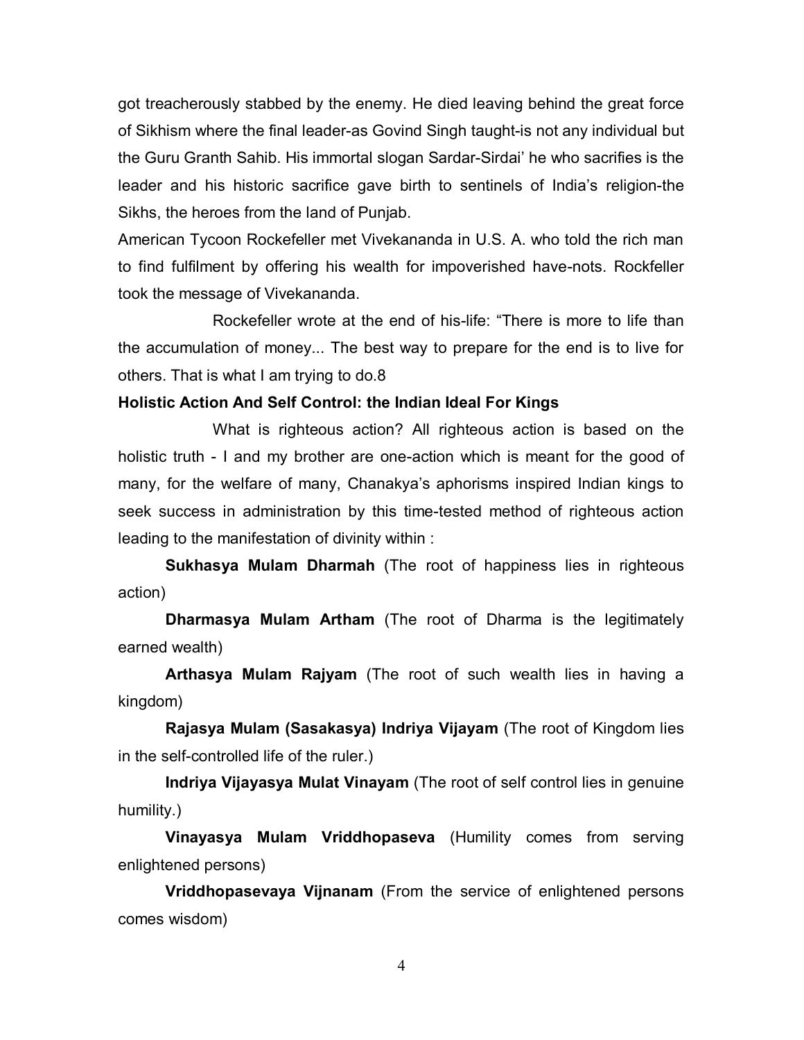got treacherously stabbed by the enemy. He died leaving behind the great force of Sikhism where the final leader-as Govind Singh taught-is not any individual but the Guru Granth Sahib. His immortal slogan Sardar-Sirdai' he who sacrifies is the leader and his historic sacrifice gave birth to sentinels of India's religion-the Sikhs, the heroes from the land of Punjab.

American Tycoon Rockefeller met Vivekananda in U.S. A. who told the rich man to find fulfilment by offering his wealth for impoverished have-nots. Rockfeller took the message of Vivekananda.

Rockefeller wrote at the end of his-life: "There is more to life than the accumulation of money... The best way to prepare for the end is to live for others. That is what I am trying to do.8

**Holistic Action And Self Control: the Indian Ideal For Kings**

What is righteous action? All righteous action is based on the holistic truth - I and my brother are one-action which is meant for the good of many, for the welfare of many, Chanakya's aphorisms inspired Indian kings to seek success in administration by this time-tested method of righteous action leading to the manifestation of divinity within :

**Sukhasya Mulam Dharmah** (The root of happiness lies in righteous action)

**Dharmasya Mulam Artham** (The root of Dharma is the legitimately earned wealth)

**Arthasya Mulam Rajyam** (The root of such wealth lies in having a kingdom)

**Rajasya Mulam (Sasakasya) Indriya Vijayam** (The root of Kingdom lies in the self-controlled life of the ruler.)

**Indriya Vijayasya Mulat Vinayam** (The root of self control lies in genuine humility.)

**Vinayasya Mulam Vriddhopaseva** (Humility comes from serving enlightened persons)

**Vriddhopasevaya Vijnanam** (From the service of enlightened persons comes wisdom)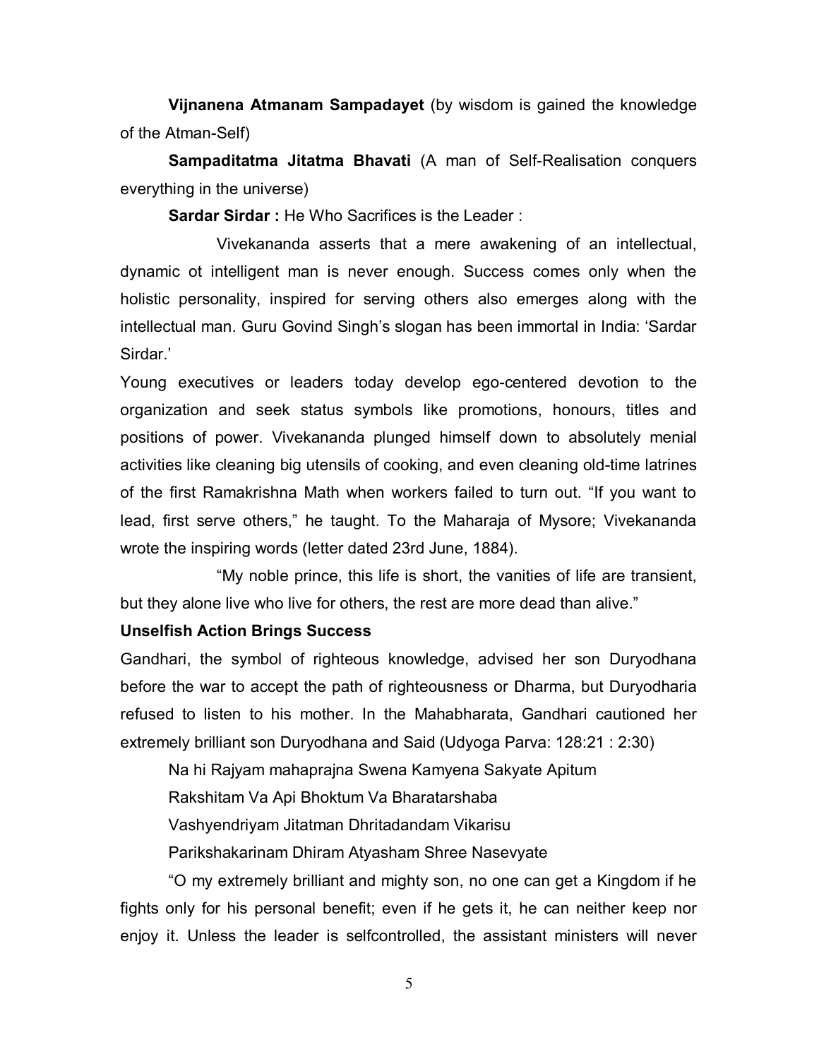**Vijnanena Atmanam Sampadayet** (by wisdom is gained the knowledge of the Atman-Self)

**Sampaditatma Jitatma Bhavati** (A man of Self-Realisation conquers everything in the universe)

**Sardar Sirdar :** He Who Sacrifices is the Leader :

Vivekananda asserts that a mere awakening of an intellectual, dynamic ot intelligent man is never enough. Success comes only when the holistic personality, inspired for serving others also emerges along with the intellectual man. Guru Govind Singh's slogan has been immortal in India: 'Sardar Sirdar.'

Young executives or leaders today develop ego-centered devotion to the organization and seek status symbols like promotions, honours, titles and positions of power. Vivekananda plunged himself down to absolutely menial activities like cleaning big utensils of cooking, and even cleaning old-time latrines of the first Ramakrishna Math when workers failed to turn out. "If you want to lead, first serve others," he taught. To the Maharaja of Mysore; Vivekananda wrote the inspiring words (letter dated 23rd June, 1884).

"My noble prince, this life is short, the vanities of life are transient, but they alone live who live for others, the rest are more dead than alive."

**Unselfish Action Brings Success**

Gandhari, the symbol of righteous knowledge, advised her son Duryodhana before the war to accept the path of righteousness or Dharma, but Duryodharia refused to listen to his mother. In the Mahabharata, Gandhari cautioned her extremely brilliant son Duryodhana and Said (Udyoga Parva: 128:21 : 2:30)

Na hi Rajyam mahaprajna Swena Kamyena Sakyate Apitum

Rakshitam Va Api Bhoktum Va Bharatarshaba

Vashyendriyam Jitatman Dhritadandam Vikarisu

Parikshakarinam Dhiram Atyasham Shree Nasevyate

"O my extremely brilliant and mighty son, no one can get a Kingdom if he fights only for his personal benefit; even if he gets it, he can neither keep nor enjoy it. Unless the leader is selfcontrolled, the assistant ministers will never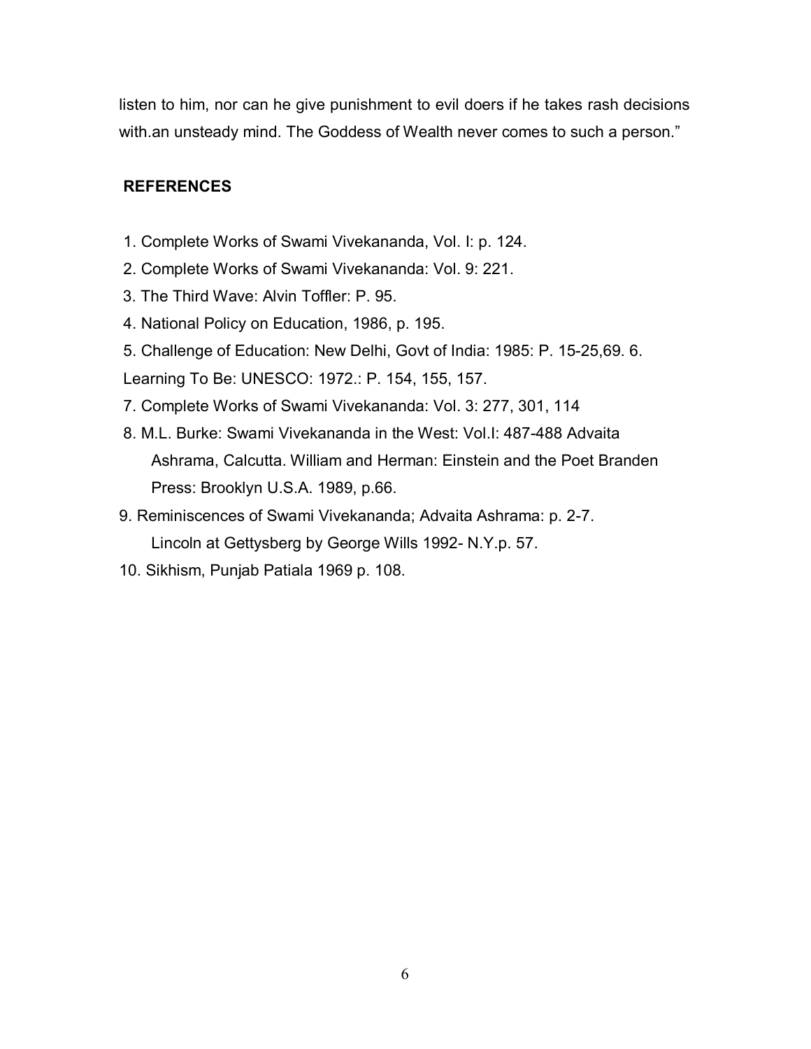listen to him, nor can he give punishment to evil doers if he takes rash decisions with.an unsteady mind. The Goddess of Wealth never comes to such a person."

**REFERENCES**

1. Complete Works of Swami Vivekananda, Vol. I: p. 124.
2. Complete Works of Swami Vivekananda: Vol. 9: 221.
3. The Third Wave: Alvin Toffler: P. 95.
4. National Policy on Education, 1986, p. 195.
5. Challenge of Education: New Delhi, Govt of India: 1985: P. 15-25,69. 6. Learning To Be: UNESCO: 1972.: P. 154, 155, 157.
7. Complete Works of Swami Vivekananda: Vol. 3: 277, 301, 114
8. M.L. Burke: Swami Vivekananda in the West: Vol.I: 487-488 Advaita Ashrama, Calcutta. William and Herman: Einstein and the Poet Branden Press: Brooklyn U.S.A. 1989, p.66.
9. Reminiscences of Swami Vivekananda; Advaita Ashrama: p. 2-7. Lincoln at Gettysberg by George Wills 1992- N.Y.p. 57.
10. Sikhism, Punjab Patiala 1969 p. 108.